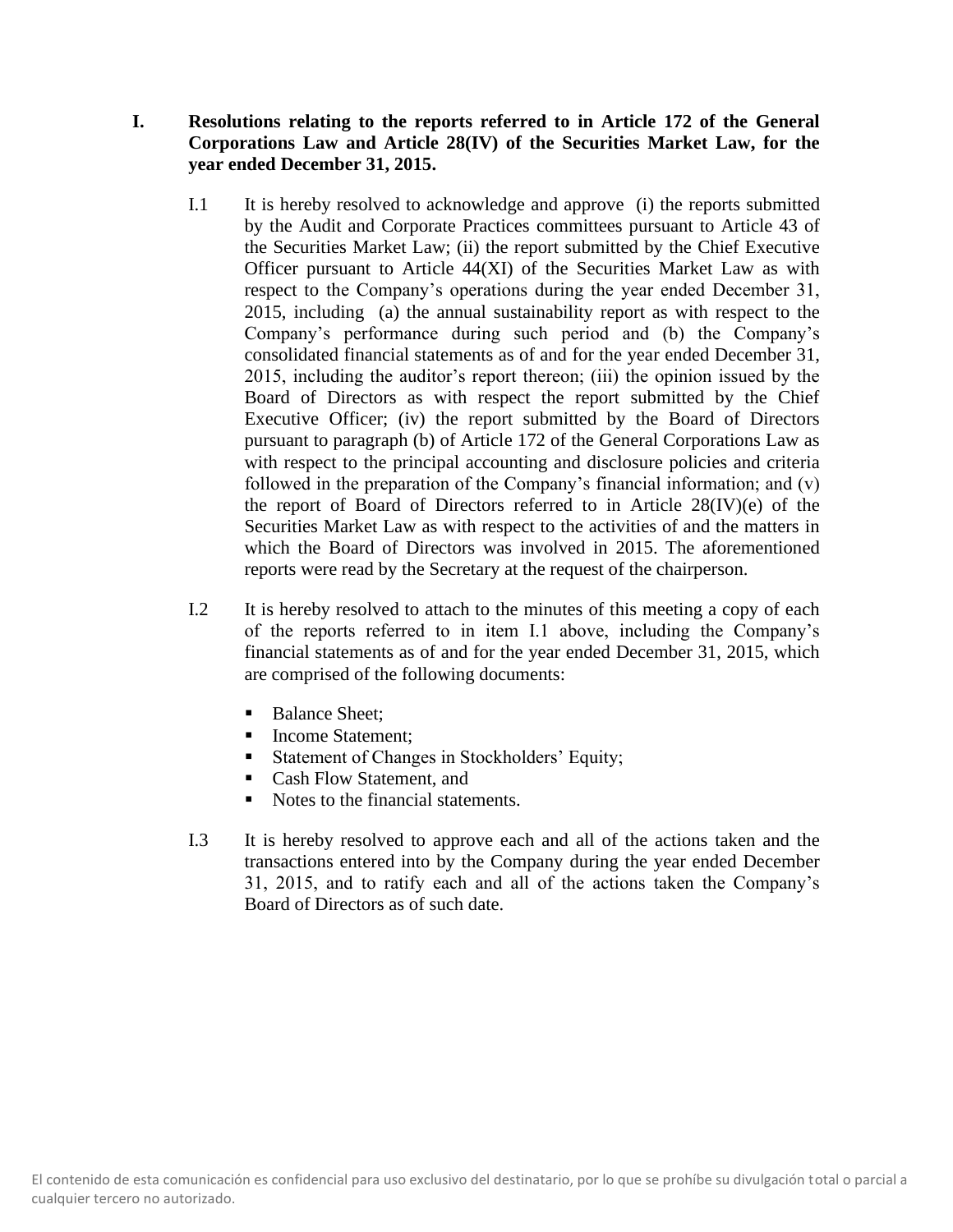## I. Resolutions relating to the reports referred to in Article 172 of the General Corporations Law and Article 28(IV) of the Securities Market Law, for the year ended December 31, 2015.

I.1 It is hereby resolved to acknowledge and approve (i) the reports submitted by the Audit and Corporate Practices committees pursuant to Article 43 of the Securities Market Law; (ii) the report submitted by the Chief Executive Officer pursuant to Article 44(XI) of the Securities Market Law as with respect to the Company's operations during the year ended December 31, 2015, including (a) the annual sustainability report as with respect to the Company's performance during such period and (b) the Company's consolidated financial statements as of and for the year ended December 31, 2015, including the auditor's report thereon; (iii) the opinion issued by the Board of Directors as with respect the report submitted by the Chief Executive Officer; (iv) the report submitted by the Board of Directors pursuant to paragraph (b) of Article 172 of the General Corporations Law as with respect to the principal accounting and disclosure policies and criteria followed in the preparation of the Company's financial information; and (v) the report of Board of Directors referred to in Article 28(IV)(e) of the Securities Market Law as with respect to the activities of and the matters in which the Board of Directors was involved in 2015. The aforementioned reports were read by the Secretary at the request of the chairperson.

I.2 It is hereby resolved to attach to the minutes of this meeting a copy of each of the reports referred to in item I.1 above, including the Company's financial statements as of and for the year ended December 31, 2015, which are comprised of the following documents:

- Balance Sheet;
- Income Statement;
- Statement of Changes in Stockholders' Equity;
- Cash Flow Statement, and
- Notes to the financial statements.

I.3 It is hereby resolved to approve each and all of the actions taken and the transactions entered into by the Company during the year ended December 31, 2015, and to ratify each and all of the actions taken the Company's Board of Directors as of such date.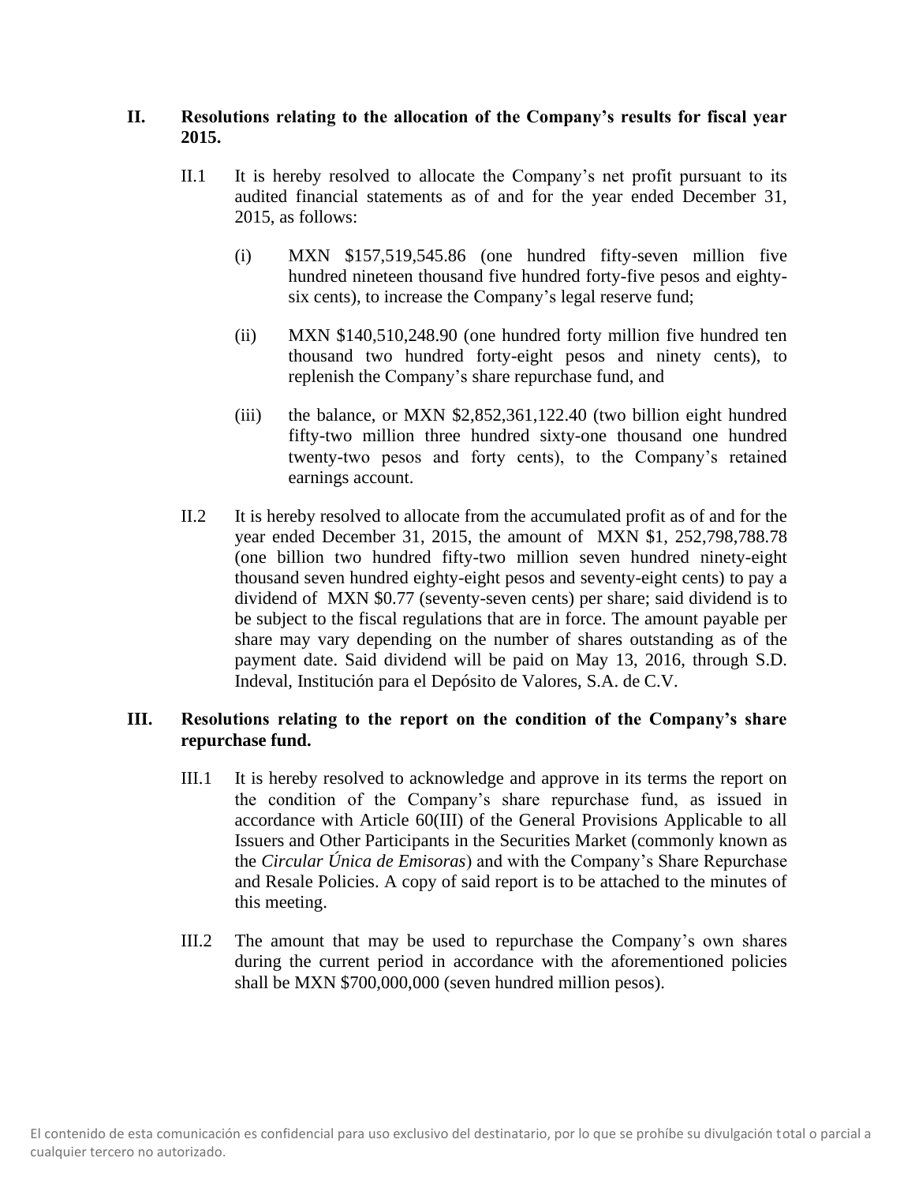## II. Resolutions relating to the allocation of the Company's results for fiscal year 2015.

II.1 It is hereby resolved to allocate the Company's net profit pursuant to its audited financial statements as of and for the year ended December 31, 2015, as follows:

(i) MXN $157,519,545.86 (one hundred fifty-seven million five hundred nineteen thousand five hundred forty-five pesos and eighty-six cents), to increase the Company's legal reserve fund;

(ii) MXN $140,510,248.90 (one hundred forty million five hundred ten thousand two hundred forty-eight pesos and ninety cents), to replenish the Company's share repurchase fund, and

(iii) the balance, or MXN $2,852,361,122.40 (two billion eight hundred fifty-two million three hundred sixty-one thousand one hundred twenty-two pesos and forty cents), to the Company's retained earnings account.

II.2 It is hereby resolved to allocate from the accumulated profit as of and for the year ended December 31, 2015, the amount of MXN $1, 252,798,788.78 (one billion two hundred fifty-two million seven hundred ninety-eight thousand seven hundred eighty-eight pesos and seventy-eight cents) to pay a dividend of MXN $0.77 (seventy-seven cents) per share; said dividend is to be subject to the fiscal regulations that are in force. The amount payable per share may vary depending on the number of shares outstanding as of the payment date. Said dividend will be paid on May 13, 2016, through S.D. Indeval, Institución para el Depósito de Valores, S.A. de C.V.

## III. Resolutions relating to the report on the condition of the Company's share repurchase fund.

III.1 It is hereby resolved to acknowledge and approve in its terms the report on the condition of the Company's share repurchase fund, as issued in accordance with Article 60(III) of the General Provisions Applicable to all Issuers and Other Participants in the Securities Market (commonly known as the *Circular Única de Emisoras*) and with the Company's Share Repurchase and Resale Policies. A copy of said report is to be attached to the minutes of this meeting.

III.2 The amount that may be used to repurchase the Company's own shares during the current period in accordance with the aforementioned policies shall be MXN $700,000,000 (seven hundred million pesos).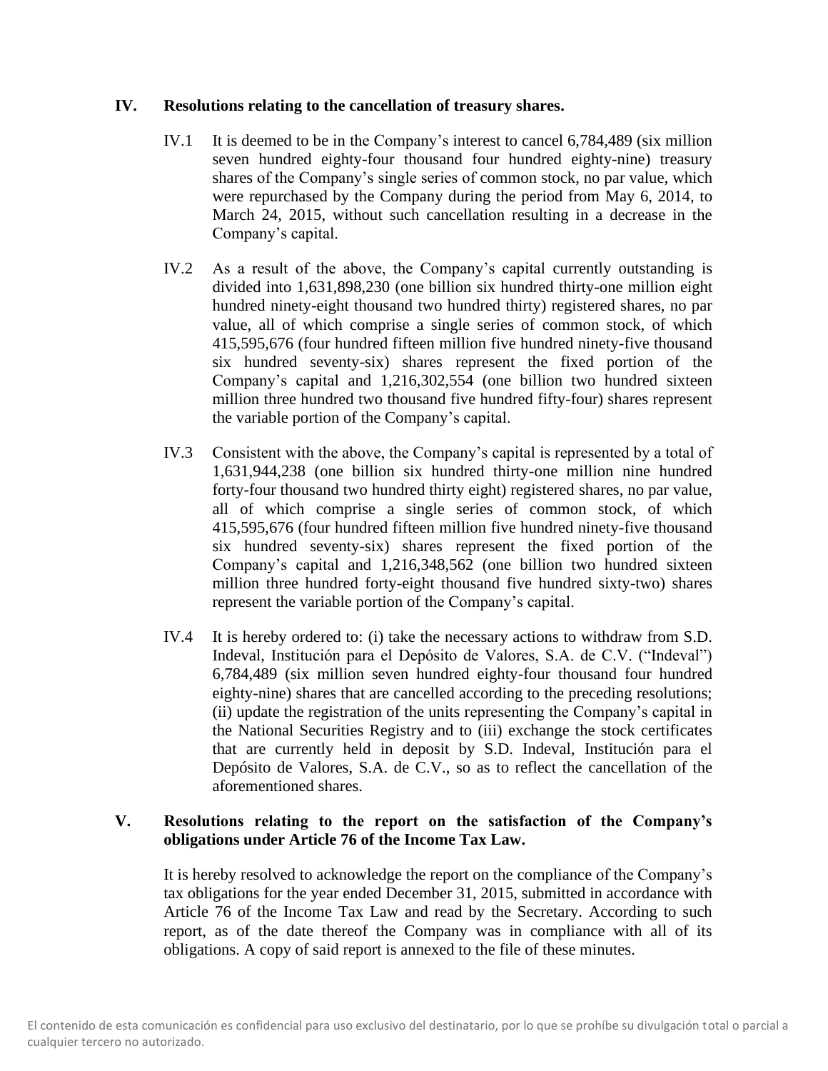## IV. Resolutions relating to the cancellation of treasury shares.

IV.1 It is deemed to be in the Company's interest to cancel 6,784,489 (six million seven hundred eighty-four thousand four hundred eighty-nine) treasury shares of the Company's single series of common stock, no par value, which were repurchased by the Company during the period from May 6, 2014, to March 24, 2015, without such cancellation resulting in a decrease in the Company's capital.

IV.2 As a result of the above, the Company's capital currently outstanding is divided into 1,631,898,230 (one billion six hundred thirty-one million eight hundred ninety-eight thousand two hundred thirty) registered shares, no par value, all of which comprise a single series of common stock, of which 415,595,676 (four hundred fifteen million five hundred ninety-five thousand six hundred seventy-six) shares represent the fixed portion of the Company's capital and 1,216,302,554 (one billion two hundred sixteen million three hundred two thousand five hundred fifty-four) shares represent the variable portion of the Company's capital.

IV.3 Consistent with the above, the Company's capital is represented by a total of 1,631,944,238 (one billion six hundred thirty-one million nine hundred forty-four thousand two hundred thirty eight) registered shares, no par value, all of which comprise a single series of common stock, of which 415,595,676 (four hundred fifteen million five hundred ninety-five thousand six hundred seventy-six) shares represent the fixed portion of the Company's capital and 1,216,348,562 (one billion two hundred sixteen million three hundred forty-eight thousand five hundred sixty-two) shares represent the variable portion of the Company's capital.

IV.4 It is hereby ordered to: (i) take the necessary actions to withdraw from S.D. Indeval, Institución para el Depósito de Valores, S.A. de C.V. ("Indeval") 6,784,489 (six million seven hundred eighty-four thousand four hundred eighty-nine) shares that are cancelled according to the preceding resolutions; (ii) update the registration of the units representing the Company's capital in the National Securities Registry and to (iii) exchange the stock certificates that are currently held in deposit by S.D. Indeval, Institución para el Depósito de Valores, S.A. de C.V., so as to reflect the cancellation of the aforementioned shares.

## V. Resolutions relating to the report on the satisfaction of the Company's obligations under Article 76 of the Income Tax Law.

It is hereby resolved to acknowledge the report on the compliance of the Company's tax obligations for the year ended December 31, 2015, submitted in accordance with Article 76 of the Income Tax Law and read by the Secretary. According to such report, as of the date thereof the Company was in compliance with all of its obligations. A copy of said report is annexed to the file of these minutes.

El contenido de esta comunicación es confidencial para uso exclusivo del destinatario, por lo que se prohíbe su divulgación total o parcial a cualquier tercero no autorizado.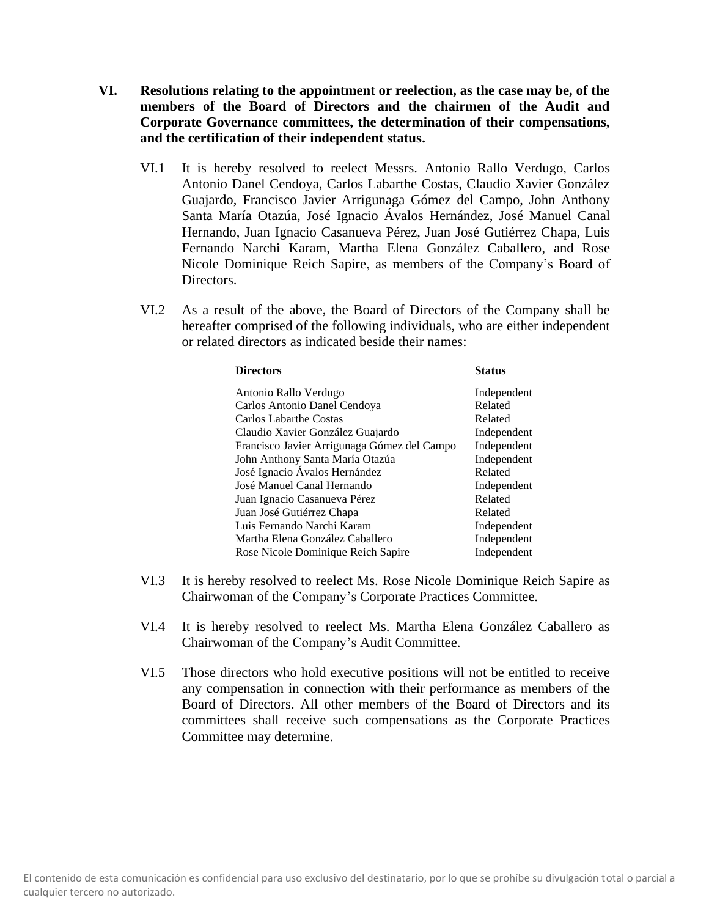**VI. Resolutions relating to the appointment or reelection, as the case may be, of the members of the Board of Directors and the chairmen of the Audit and Corporate Governance committees, the determination of their compensations, and the certification of their independent status.**

VI.1 It is hereby resolved to reelect Messrs. Antonio Rallo Verdugo, Carlos Antonio Danel Cendoya, Carlos Labarthe Costas, Claudio Xavier González Guajardo, Francisco Javier Arrigunaga Gómez del Campo, John Anthony Santa María Otazúa, José Ignacio Ávalos Hernández, José Manuel Canal Hernando, Juan Ignacio Casanueva Pérez, Juan José Gutiérrez Chapa, Luis Fernando Narchi Karam, Martha Elena González Caballero, and Rose Nicole Dominique Reich Sapire, as members of the Company's Board of Directors.

VI.2 As a result of the above, the Board of Directors of the Company shall be hereafter comprised of the following individuals, who are either independent or related directors as indicated beside their names:

| Directors | Status |
|---|---|
| Antonio Rallo Verdugo | Independent |
| Carlos Antonio Danel Cendoya | Related |
| Carlos Labarthe Costas | Related |
| Claudio Xavier González Guajardo | Independent |
| Francisco Javier Arrigunaga Gómez del Campo | Independent |
| John Anthony Santa María Otazúa | Independent |
| José Ignacio Ávalos Hernández | Related |
| José Manuel Canal Hernando | Independent |
| Juan Ignacio Casanueva Pérez | Related |
| Juan José Gutiérrez Chapa | Related |
| Luis Fernando Narchi Karam | Independent |
| Martha Elena González Caballero | Independent |
| Rose Nicole Dominique Reich Sapire | Independent |

VI.3 It is hereby resolved to reelect Ms. Rose Nicole Dominique Reich Sapire as Chairwoman of the Company's Corporate Practices Committee.

VI.4 It is hereby resolved to reelect Ms. Martha Elena González Caballero as Chairwoman of the Company's Audit Committee.

VI.5 Those directors who hold executive positions will not be entitled to receive any compensation in connection with their performance as members of the Board of Directors. All other members of the Board of Directors and its committees shall receive such compensations as the Corporate Practices Committee may determine.

El contenido de esta comunicación es confidencial para uso exclusivo del destinatario, por lo que se prohíbe su divulgación total o parcial a cualquier tercero no autorizado.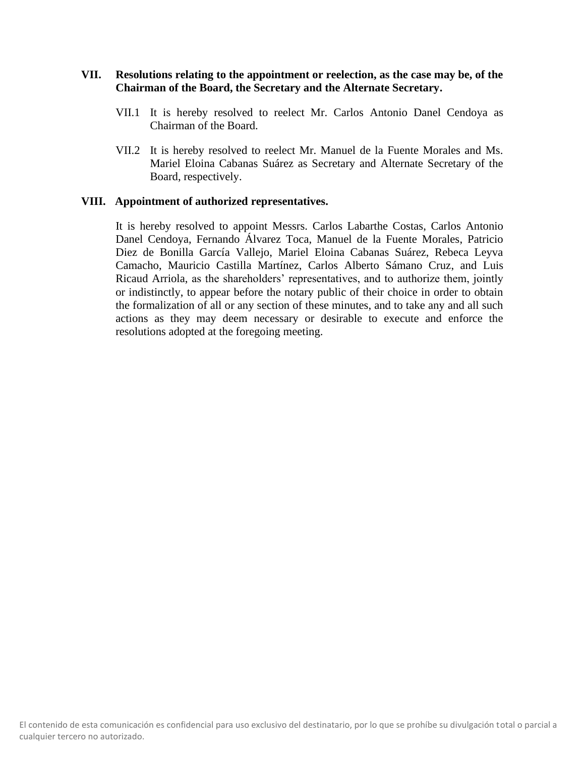**VII. Resolutions relating to the appointment or reelection, as the case may be, of the Chairman of the Board, the Secretary and the Alternate Secretary.**

VII.1 It is hereby resolved to reelect Mr. Carlos Antonio Danel Cendoya as Chairman of the Board.

VII.2 It is hereby resolved to reelect Mr. Manuel de la Fuente Morales and Ms. Mariel Eloina Cabanas Suárez as Secretary and Alternate Secretary of the Board, respectively.

**VIII. Appointment of authorized representatives.**

It is hereby resolved to appoint Messrs. Carlos Labarthe Costas, Carlos Antonio Danel Cendoya, Fernando Álvarez Toca, Manuel de la Fuente Morales, Patricio Diez de Bonilla García Vallejo, Mariel Eloina Cabanas Suárez, Rebeca Leyva Camacho, Mauricio Castilla Martínez, Carlos Alberto Sámano Cruz, and Luis Ricaud Arriola, as the shareholders' representatives, and to authorize them, jointly or indistinctly, to appear before the notary public of their choice in order to obtain the formalization of all or any section of these minutes, and to take any and all such actions as they may deem necessary or desirable to execute and enforce the resolutions adopted at the foregoing meeting.